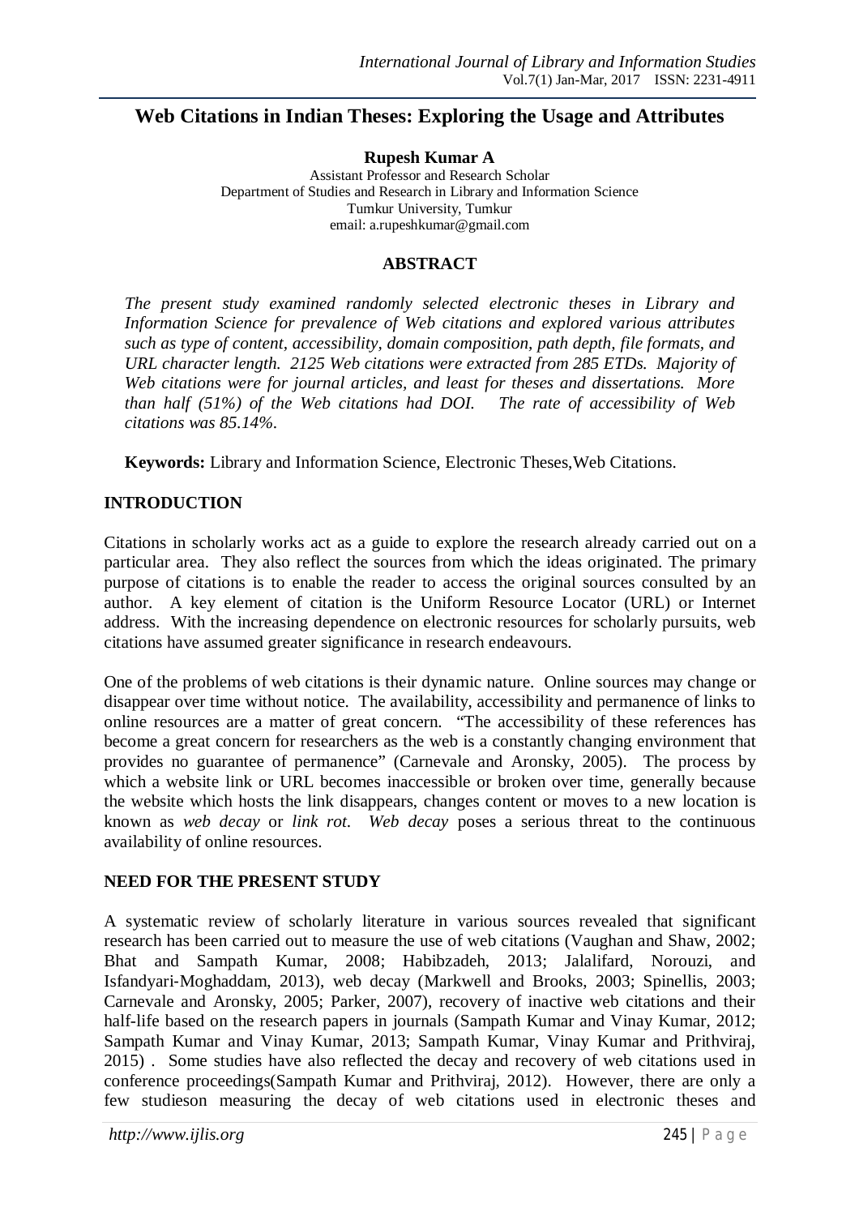# Web Citations in Indian Theses: Exploring the Usage and Attributes

**Rupesh Kumar A**

Assistant Professor and Research Scholar
Department of Studies and Research in Library and Information Science
Tumkur University, Tumkur
email: a.rupeshkumar@gmail.com

## ABSTRACT

*The present study examined randomly selected electronic theses in Library and Information Science for prevalence of Web citations and explored various attributes such as type of content, accessibility, domain composition, path depth, file formats, and URL character length. 2125 Web citations were extracted from 285 ETDs. Majority of Web citations were for journal articles, and least for theses and dissertations. More than half (51%) of the Web citations had DOI. The rate of accessibility of Web citations was 85.14%.*

**Keywords:** Library and Information Science, Electronic Theses,Web Citations.

## INTRODUCTION

Citations in scholarly works act as a guide to explore the research already carried out on a particular area. They also reflect the sources from which the ideas originated. The primary purpose of citations is to enable the reader to access the original sources consulted by an author. A key element of citation is the Uniform Resource Locator (URL) or Internet address. With the increasing dependence on electronic resources for scholarly pursuits, web citations have assumed greater significance in research endeavours.

One of the problems of web citations is their dynamic nature. Online sources may change or disappear over time without notice. The availability, accessibility and permanence of links to online resources are a matter of great concern. "The accessibility of these references has become a great concern for researchers as the web is a constantly changing environment that provides no guarantee of permanence" (Carnevale and Aronsky, 2005). The process by which a website link or URL becomes inaccessible or broken over time, generally because the website which hosts the link disappears, changes content or moves to a new location is known as *web decay* or *link rot*. *Web decay* poses a serious threat to the continuous availability of online resources.

## NEED FOR THE PRESENT STUDY

A systematic review of scholarly literature in various sources revealed that significant research has been carried out to measure the use of web citations (Vaughan and Shaw, 2002; Bhat and Sampath Kumar, 2008; Habibzadeh, 2013; Jalalifard, Norouzi, and Isfandyari-Moghaddam, 2013), web decay (Markwell and Brooks, 2003; Spinellis, 2003; Carnevale and Aronsky, 2005; Parker, 2007), recovery of inactive web citations and their half-life based on the research papers in journals (Sampath Kumar and Vinay Kumar, 2012; Sampath Kumar and Vinay Kumar, 2013; Sampath Kumar, Vinay Kumar and Prithviraj, 2015) . Some studies have also reflected the decay and recovery of web citations used in conference proceedings(Sampath Kumar and Prithviraj, 2012). However, there are only a few studieson measuring the decay of web citations used in electronic theses and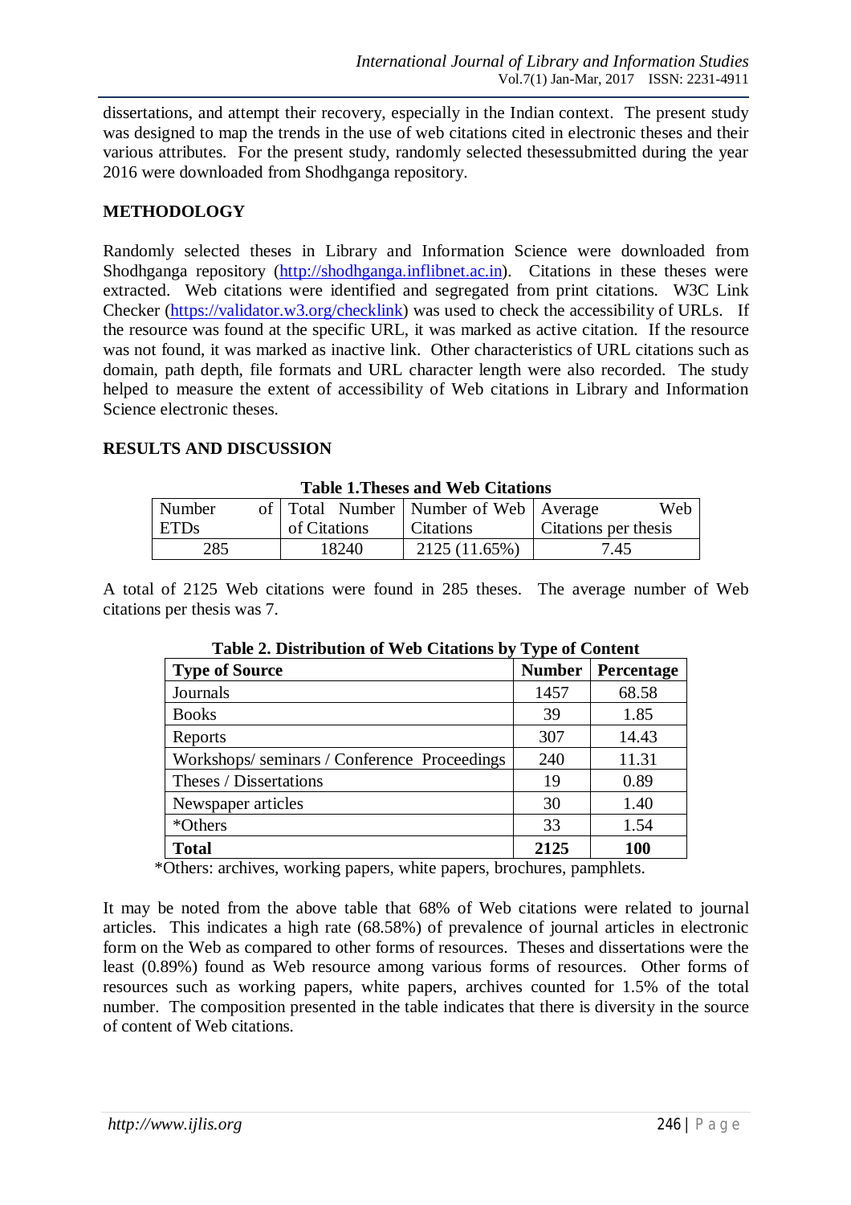dissertations, and attempt their recovery, especially in the Indian context. The present study was designed to map the trends in the use of web citations cited in electronic theses and their various attributes. For the present study, randomly selected thesessubmitted during the year 2016 were downloaded from Shodhganga repository.

## METHODOLOGY

Randomly selected theses in Library and Information Science were downloaded from Shodhganga repository (http://shodhganga.inflibnet.ac.in). Citations in these theses were extracted. Web citations were identified and segregated from print citations. W3C Link Checker (https://validator.w3.org/checklink) was used to check the accessibility of URLs. If the resource was found at the specific URL, it was marked as active citation. If the resource was not found, it was marked as inactive link. Other characteristics of URL citations such as domain, path depth, file formats and URL character length were also recorded. The study helped to measure the extent of accessibility of Web citations in Library and Information Science electronic theses.

## RESULTS AND DISCUSSION

**Table 1.Theses and Web Citations**

| Number of ETDs | Total Number of Citations | Number of Web Citations | Average Web Citations per thesis |
|---|---|---|---|
| 285 | 18240 | 2125 (11.65%) | 7.45 |

A total of 2125 Web citations were found in 285 theses. The average number of Web citations per thesis was 7.

**Table 2. Distribution of Web Citations by Type of Content**

| Type of Source | Number | Percentage |
|---|---|---|
| Journals | 1457 | 68.58 |
| Books | 39 | 1.85 |
| Reports | 307 | 14.43 |
| Workshops/ seminars / Conference Proceedings | 240 | 11.31 |
| Theses / Dissertations | 19 | 0.89 |
| Newspaper articles | 30 | 1.40 |
| *Others | 33 | 1.54 |
| **Total** | **2125** | **100** |

*Others: archives, working papers, white papers, brochures, pamphlets.

It may be noted from the above table that 68% of Web citations were related to journal articles. This indicates a high rate (68.58%) of prevalence of journal articles in electronic form on the Web as compared to other forms of resources. Theses and dissertations were the least (0.89%) found as Web resource among various forms of resources. Other forms of resources such as working papers, white papers, archives counted for 1.5% of the total number. The composition presented in the table indicates that there is diversity in the source of content of Web citations.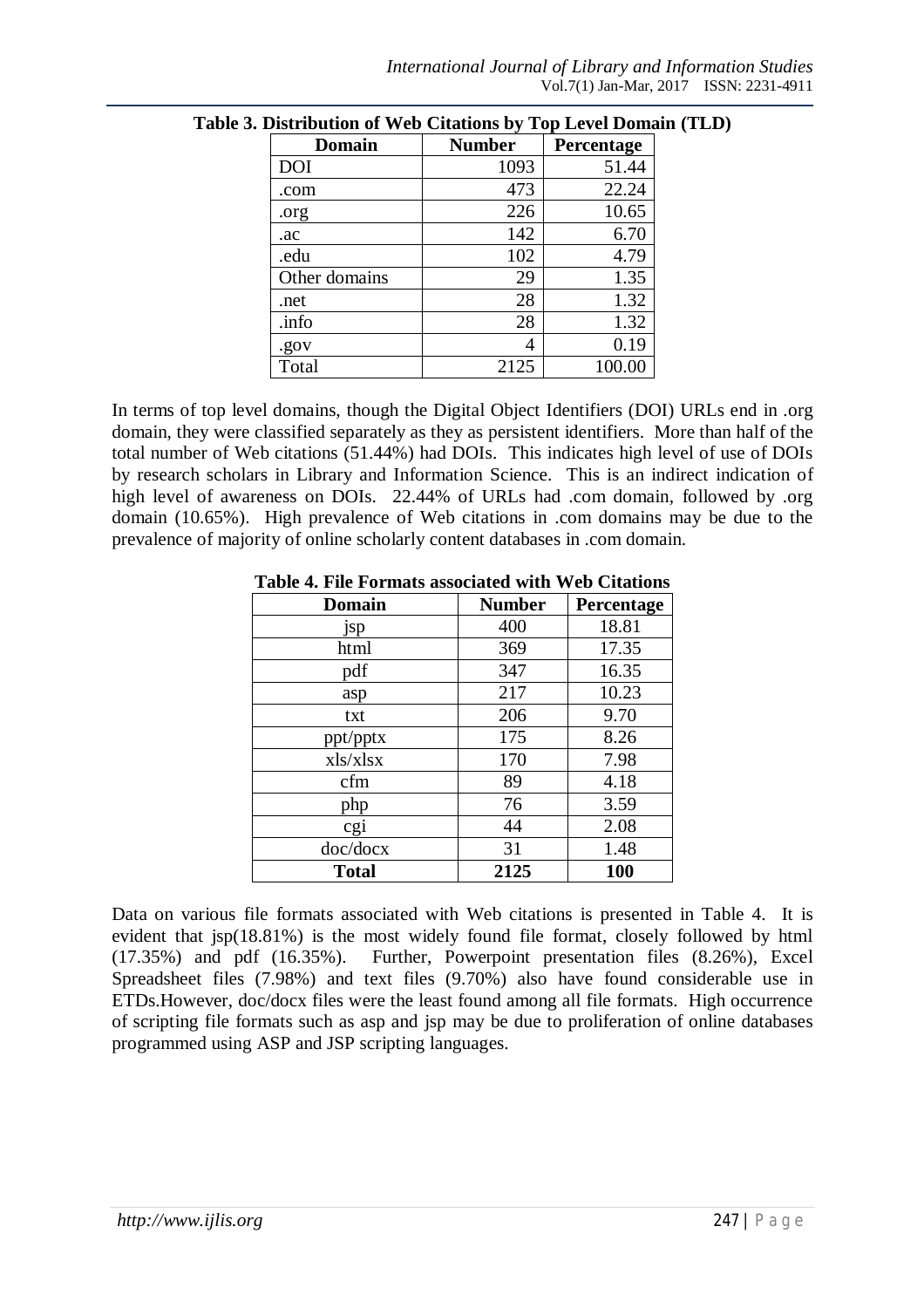**Table 3. Distribution of Web Citations by Top Level Domain (TLD)**

| Domain | Number | Percentage |
|---|---|---|
| DOI | 1093 | 51.44 |
| .com | 473 | 22.24 |
| .org | 226 | 10.65 |
| .ac | 142 | 6.70 |
| .edu | 102 | 4.79 |
| Other domains | 29 | 1.35 |
| .net | 28 | 1.32 |
| .info | 28 | 1.32 |
| .gov | 4 | 0.19 |
| Total | 2125 | 100.00 |

In terms of top level domains, though the Digital Object Identifiers (DOI) URLs end in .org domain, they were classified separately as they as persistent identifiers. More than half of the total number of Web citations (51.44%) had DOIs. This indicates high level of use of DOIs by research scholars in Library and Information Science. This is an indirect indication of high level of awareness on DOIs. 22.44% of URLs had .com domain, followed by .org domain (10.65%). High prevalence of Web citations in .com domains may be due to the prevalence of majority of online scholarly content databases in .com domain.

**Table 4. File Formats associated with Web Citations**

| Domain | Number | Percentage |
|---|---|---|
| jsp | 400 | 18.81 |
| html | 369 | 17.35 |
| pdf | 347 | 16.35 |
| asp | 217 | 10.23 |
| txt | 206 | 9.70 |
| ppt/pptx | 175 | 8.26 |
| xls/xlsx | 170 | 7.98 |
| cfm | 89 | 4.18 |
| php | 76 | 3.59 |
| cgi | 44 | 2.08 |
| doc/docx | 31 | 1.48 |
| **Total** | **2125** | **100** |

Data on various file formats associated with Web citations is presented in Table 4. It is evident that jsp(18.81%) is the most widely found file format, closely followed by html (17.35%) and pdf (16.35%). Further, Powerpoint presentation files (8.26%), Excel Spreadsheet files (7.98%) and text files (9.70%) also have found considerable use in ETDs.However, doc/docx files were the least found among all file formats. High occurrence of scripting file formats such as asp and jsp may be due to proliferation of online databases programmed using ASP and JSP scripting languages.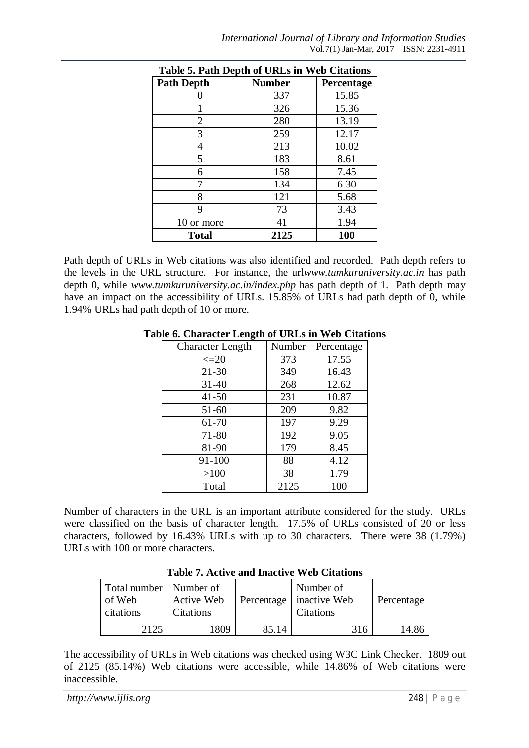**Table 5. Path Depth of URLs in Web Citations**

| Path Depth | Number | Percentage |
|---|---|---|
| 0 | 337 | 15.85 |
| 1 | 326 | 15.36 |
| 2 | 280 | 13.19 |
| 3 | 259 | 12.17 |
| 4 | 213 | 10.02 |
| 5 | 183 | 8.61 |
| 6 | 158 | 7.45 |
| 7 | 134 | 6.30 |
| 8 | 121 | 5.68 |
| 9 | 73 | 3.43 |
| 10 or more | 41 | 1.94 |
| **Total** | **2125** | **100** |

Path depth of URLs in Web citations was also identified and recorded. Path depth refers to the levels in the URL structure. For instance, the url*www.tumkuruniversity.ac.in* has path depth 0, while *www.tumkuruniversity.ac.in/index.php* has path depth of 1. Path depth may have an impact on the accessibility of URLs. 15.85% of URLs had path depth of 0, while 1.94% URLs had path depth of 10 or more.

**Table 6. Character Length of URLs in Web Citations**

| Character Length | Number | Percentage |
|---|---|---|
| <=20 | 373 | 17.55 |
| 21-30 | 349 | 16.43 |
| 31-40 | 268 | 12.62 |
| 41-50 | 231 | 10.87 |
| 51-60 | 209 | 9.82 |
| 61-70 | 197 | 9.29 |
| 71-80 | 192 | 9.05 |
| 81-90 | 179 | 8.45 |
| 91-100 | 88 | 4.12 |
| >100 | 38 | 1.79 |
| Total | 2125 | 100 |

Number of characters in the URL is an important attribute considered for the study. URLs were classified on the basis of character length. 17.5% of URLs consisted of 20 or less characters, followed by 16.43% URLs with up to 30 characters. There were 38 (1.79%) URLs with 100 or more characters.

**Table 7. Active and Inactive Web Citations**

| Total number of Web citations | Number of Active Web Citations | Percentage | Number of inactive Web Citations | Percentage |
|---|---|---|---|---|
| 2125 | 1809 | 85.14 | 316 | 14.86 |

The accessibility of URLs in Web citations was checked using W3C Link Checker. 1809 out of 2125 (85.14%) Web citations were accessible, while 14.86% of Web citations were inaccessible.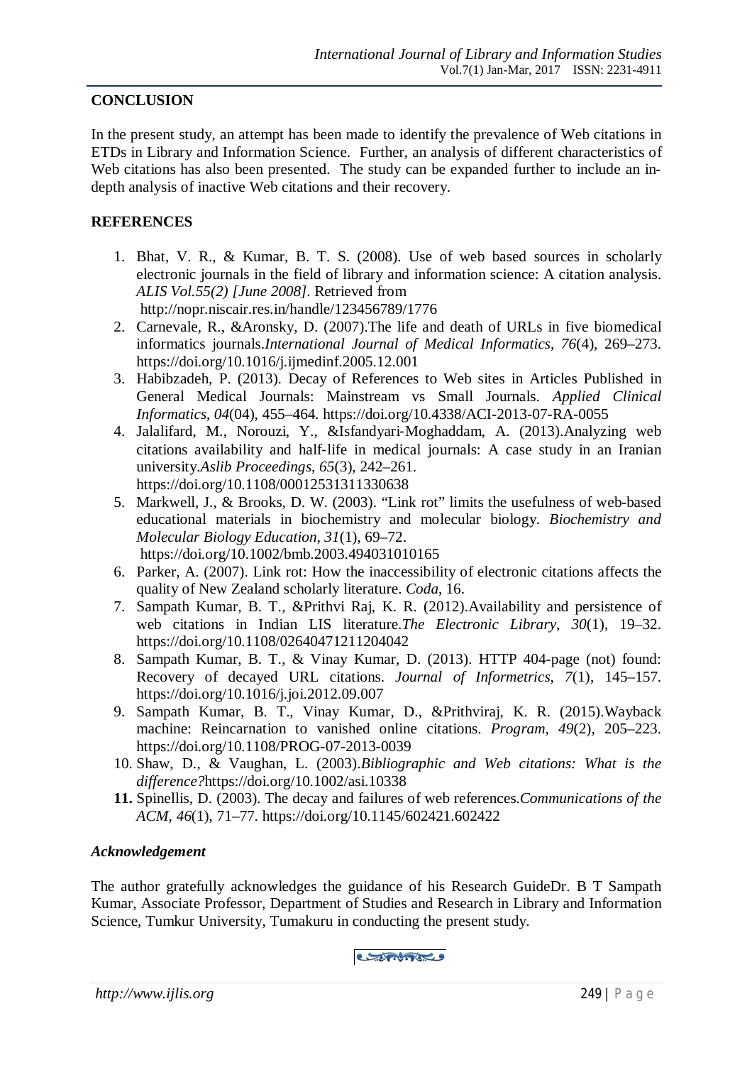## CONCLUSION

In the present study, an attempt has been made to identify the prevalence of Web citations in ETDs in Library and Information Science. Further, an analysis of different characteristics of Web citations has also been presented. The study can be expanded further to include an in-depth analysis of inactive Web citations and their recovery.

## REFERENCES

1. Bhat, V. R., & Kumar, B. T. S. (2008). Use of web based sources in scholarly electronic journals in the field of library and information science: A citation analysis. *ALIS Vol.55(2) [June 2008]*. Retrieved from http://nopr.niscair.res.in/handle/123456789/1776
2. Carnevale, R., &Aronsky, D. (2007).The life and death of URLs in five biomedical informatics journals.*International Journal of Medical Informatics*, *76*(4), 269–273. https://doi.org/10.1016/j.ijmedinf.2005.12.001
3. Habibzadeh, P. (2013). Decay of References to Web sites in Articles Published in General Medical Journals: Mainstream vs Small Journals. *Applied Clinical Informatics*, *04*(04), 455–464. https://doi.org/10.4338/ACI-2013-07-RA-0055
4. Jalalifard, M., Norouzi, Y., &Isfandyari‐Moghaddam, A. (2013).Analyzing web citations availability and half‐life in medical journals: A case study in an Iranian university.*Aslib Proceedings*, *65*(3), 242–261. https://doi.org/10.1108/00012531311330638
5. Markwell, J., & Brooks, D. W. (2003). "Link rot" limits the usefulness of web-based educational materials in biochemistry and molecular biology. *Biochemistry and Molecular Biology Education*, *31*(1), 69–72. https://doi.org/10.1002/bmb.2003.494031010165
6. Parker, A. (2007). Link rot: How the inaccessibility of electronic citations affects the quality of New Zealand scholarly literature. *Coda*, 16.
7. Sampath Kumar, B. T., &Prithvi Raj, K. R. (2012).Availability and persistence of web citations in Indian LIS literature.*The Electronic Library*, *30*(1), 19–32. https://doi.org/10.1108/02640471211204042
8. Sampath Kumar, B. T., & Vinay Kumar, D. (2013). HTTP 404-page (not) found: Recovery of decayed URL citations. *Journal of Informetrics*, *7*(1), 145–157. https://doi.org/10.1016/j.joi.2012.09.007
9. Sampath Kumar, B. T., Vinay Kumar, D., &Prithviraj, K. R. (2015).Wayback machine: Reincarnation to vanished online citations. *Program*, *49*(2), 205–223. https://doi.org/10.1108/PROG-07-2013-0039
10. Shaw, D., & Vaughan, L. (2003).*Bibliographic and Web citations: What is the difference?*https://doi.org/10.1002/asi.10338
11. Spinellis, D. (2003). The decay and failures of web references.*Communications of the ACM*, *46*(1), 71–77. https://doi.org/10.1145/602421.602422

### *Acknowledgement*

The author gratefully acknowledges the guidance of his Research GuideDr. B T Sampath Kumar, Associate Professor, Department of Studies and Research in Library and Information Science, Tumkur University, Tumakuru in conducting the present study.